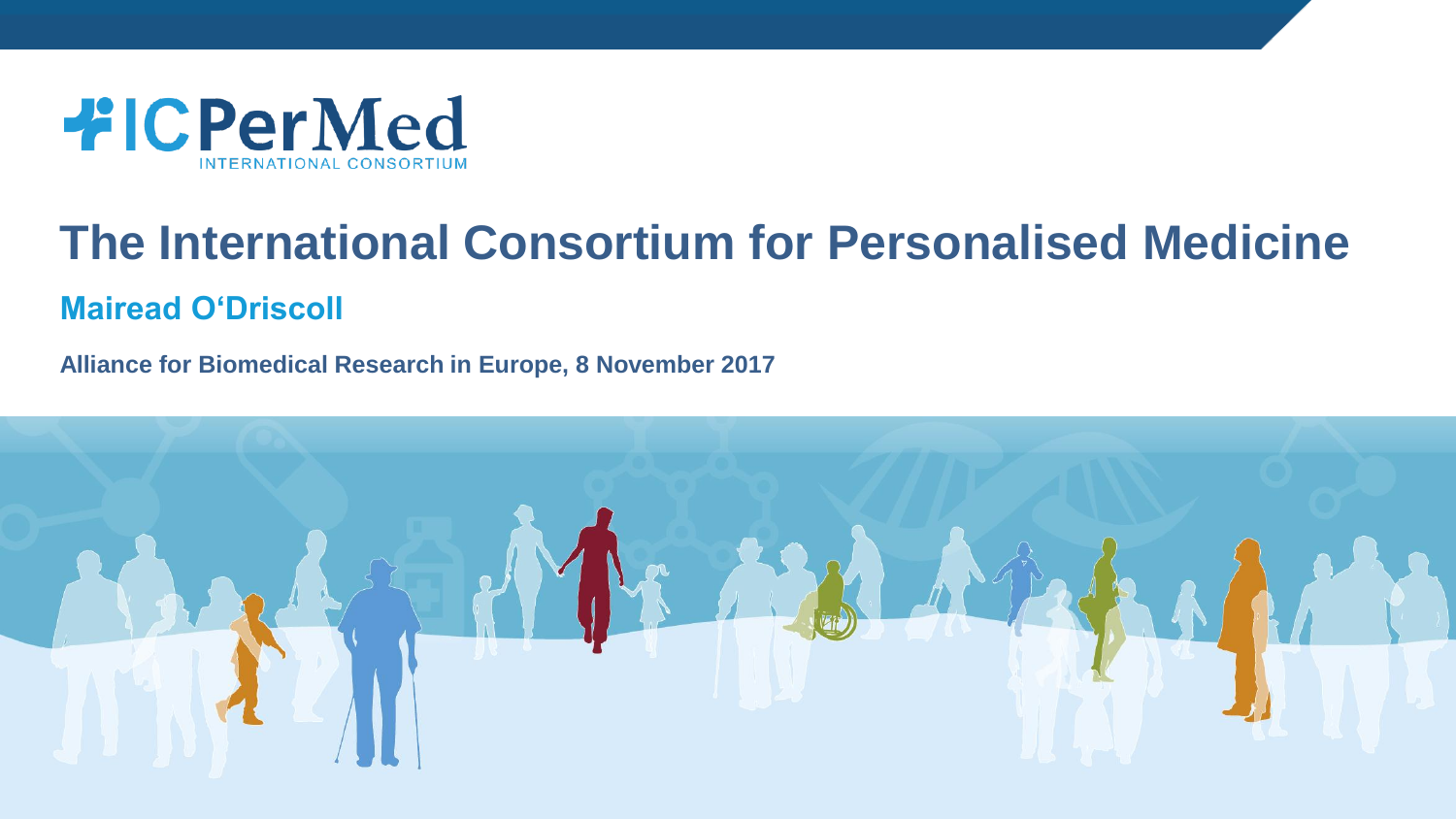ICPerMed INTERNATIONAL CONSORTIUM

# The International Consortium for Personalised Medicine

## Mairead O'Driscoll

**Alliance for Biomedical Research in Europe, 8 November 2017**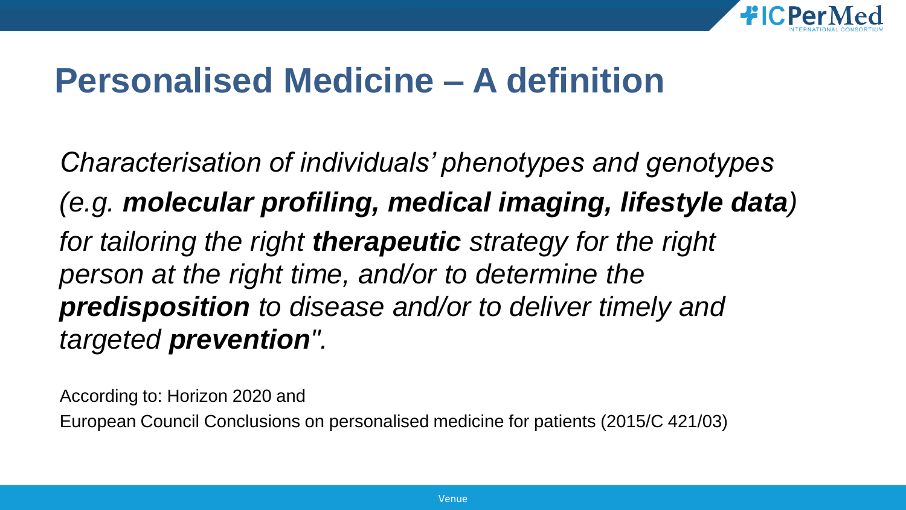# Personalised Medicine – A definition

*Characterisation of individuals' phenotypes and genotypes (e.g.* ***molecular profiling, medical imaging, lifestyle data****) for tailoring the right* ***therapeutic*** *strategy for the right person at the right time, and/or to determine the* ***predisposition*** *to disease and/or to deliver timely and targeted* ***prevention****".*

According to: Horizon 2020 and
European Council Conclusions on personalised medicine for patients (2015/C 421/03)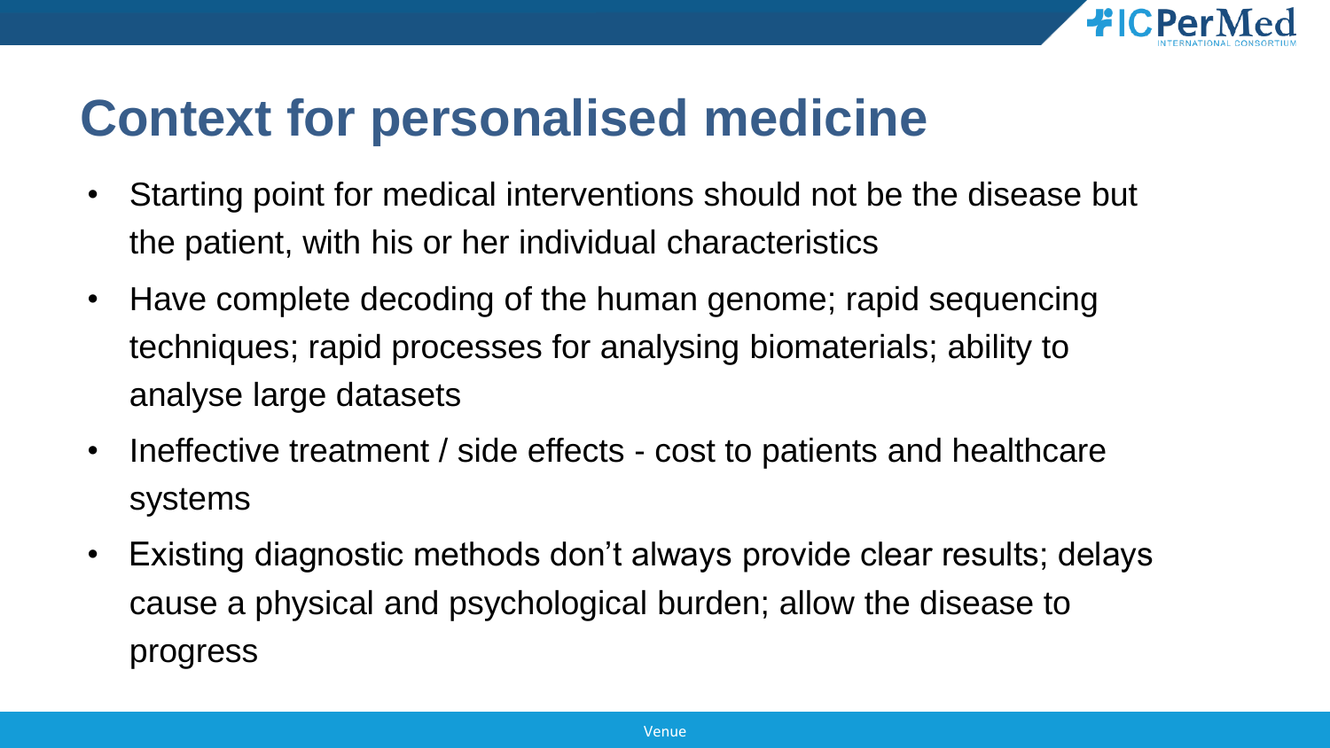# Context for personalised medicine

- Starting point for medical interventions should not be the disease but the patient, with his or her individual characteristics
- Have complete decoding of the human genome; rapid sequencing techniques; rapid processes for analysing biomaterials; ability to analyse large datasets
- Ineffective treatment / side effects - cost to patients and healthcare systems
- Existing diagnostic methods don't always provide clear results; delays cause a physical and psychological burden; allow the disease to progress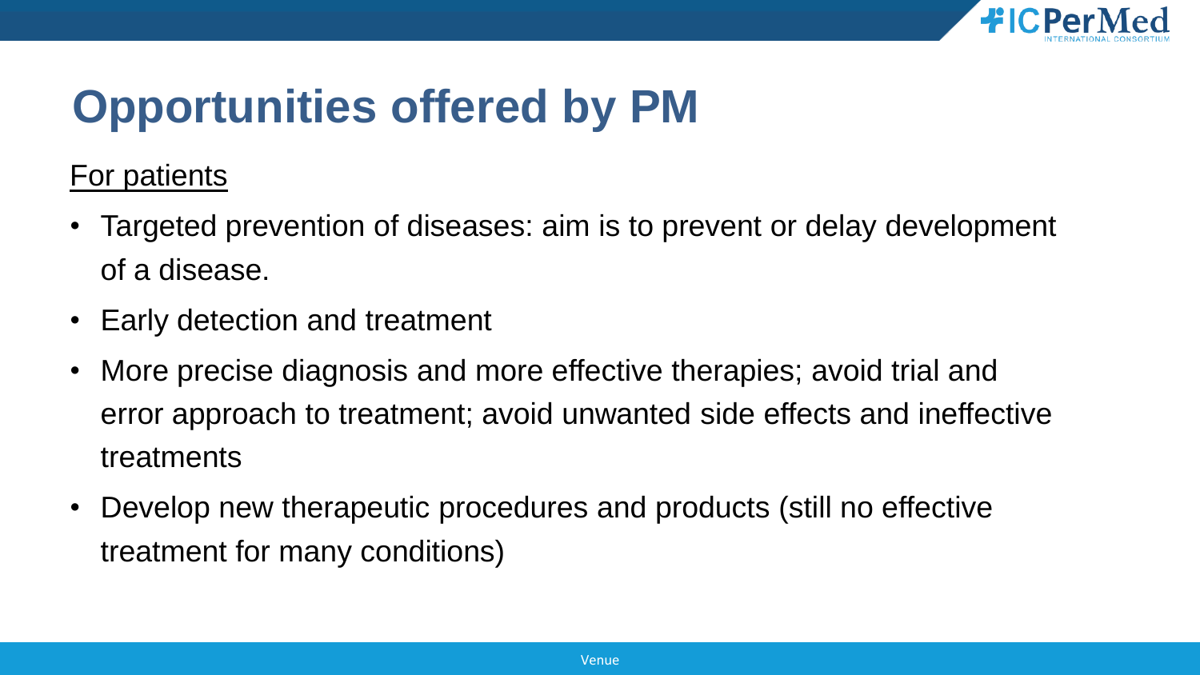# Opportunities offered by PM

For patients

- Targeted prevention of diseases: aim is to prevent or delay development of a disease.
- Early detection and treatment
- More precise diagnosis and more effective therapies; avoid trial and error approach to treatment; avoid unwanted side effects and ineffective treatments
- Develop new therapeutic procedures and products (still no effective treatment for many conditions)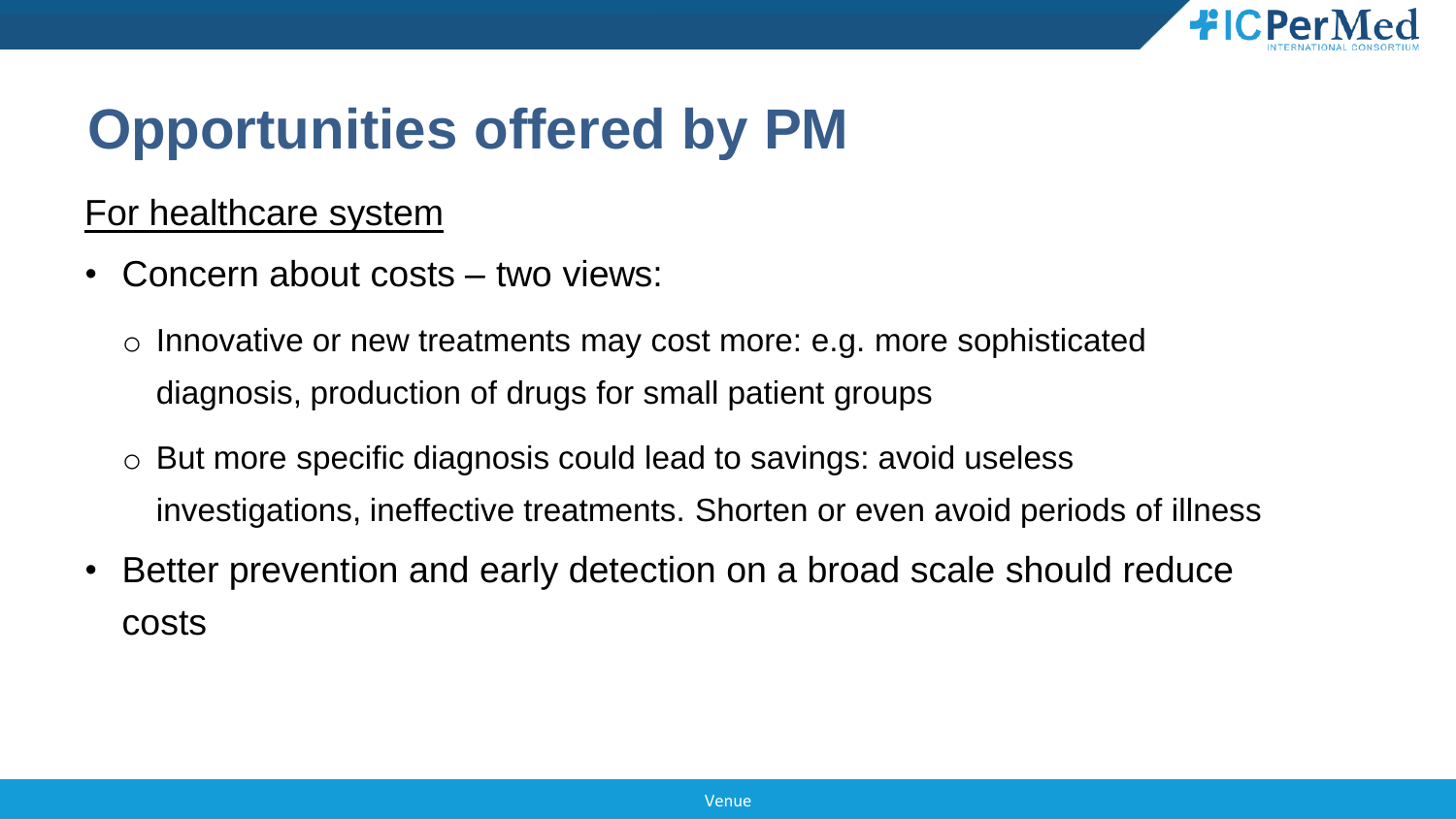# Opportunities offered by PM

For healthcare system

- Concern about costs – two views:
  - Innovative or new treatments may cost more: e.g. more sophisticated diagnosis, production of drugs for small patient groups
  - But more specific diagnosis could lead to savings: avoid useless investigations, ineffective treatments. Shorten or even avoid periods of illness
- Better prevention and early detection on a broad scale should reduce costs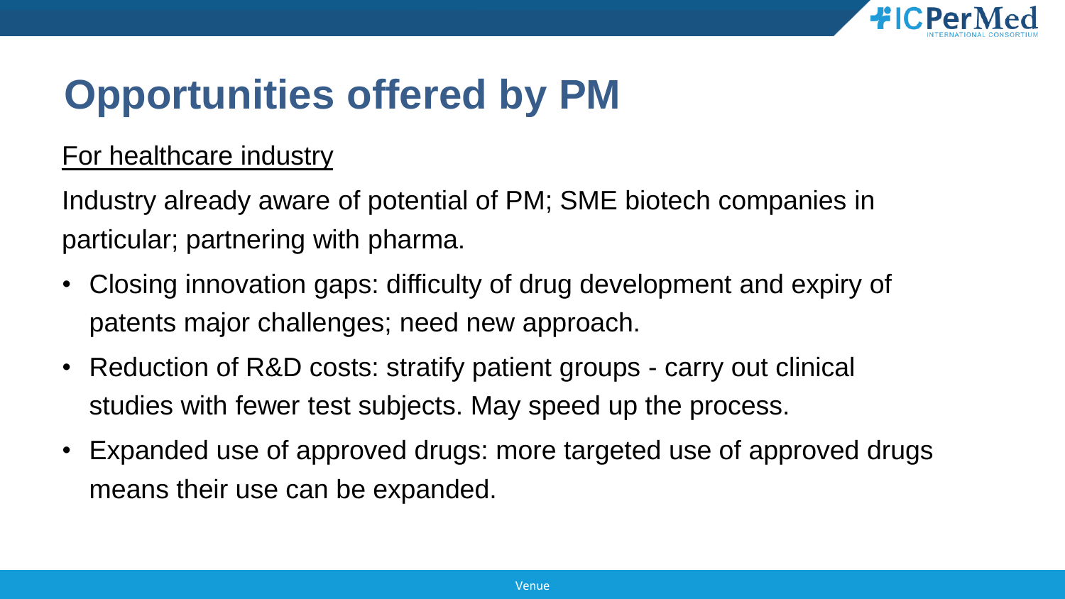# Opportunities offered by PM

For healthcare industry

Industry already aware of potential of PM; SME biotech companies in particular; partnering with pharma.

- Closing innovation gaps: difficulty of drug development and expiry of patents major challenges; need new approach.
- Reduction of R&D costs: stratify patient groups - carry out clinical studies with fewer test subjects. May speed up the process.
- Expanded use of approved drugs: more targeted use of approved drugs means their use can be expanded.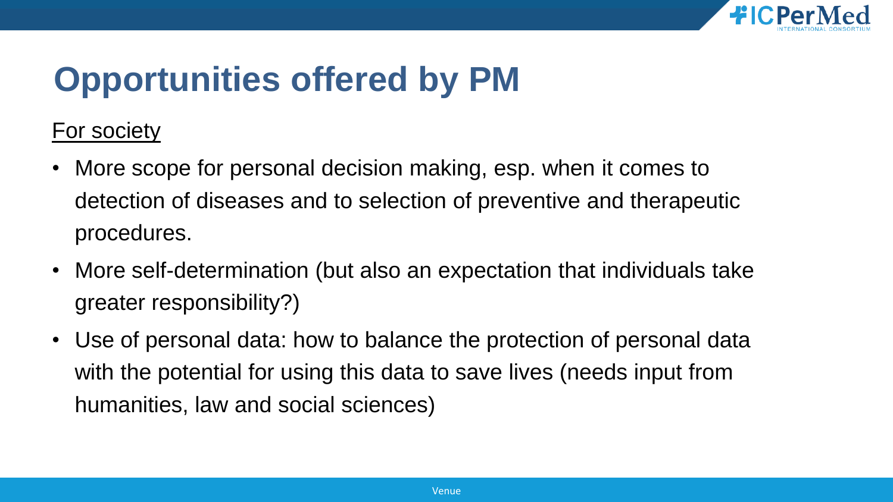# Opportunities offered by PM

For society

- More scope for personal decision making, esp. when it comes to detection of diseases and to selection of preventive and therapeutic procedures.
- More self-determination (but also an expectation that individuals take greater responsibility?)
- Use of personal data: how to balance the protection of personal data with the potential for using this data to save lives (needs input from humanities, law and social sciences)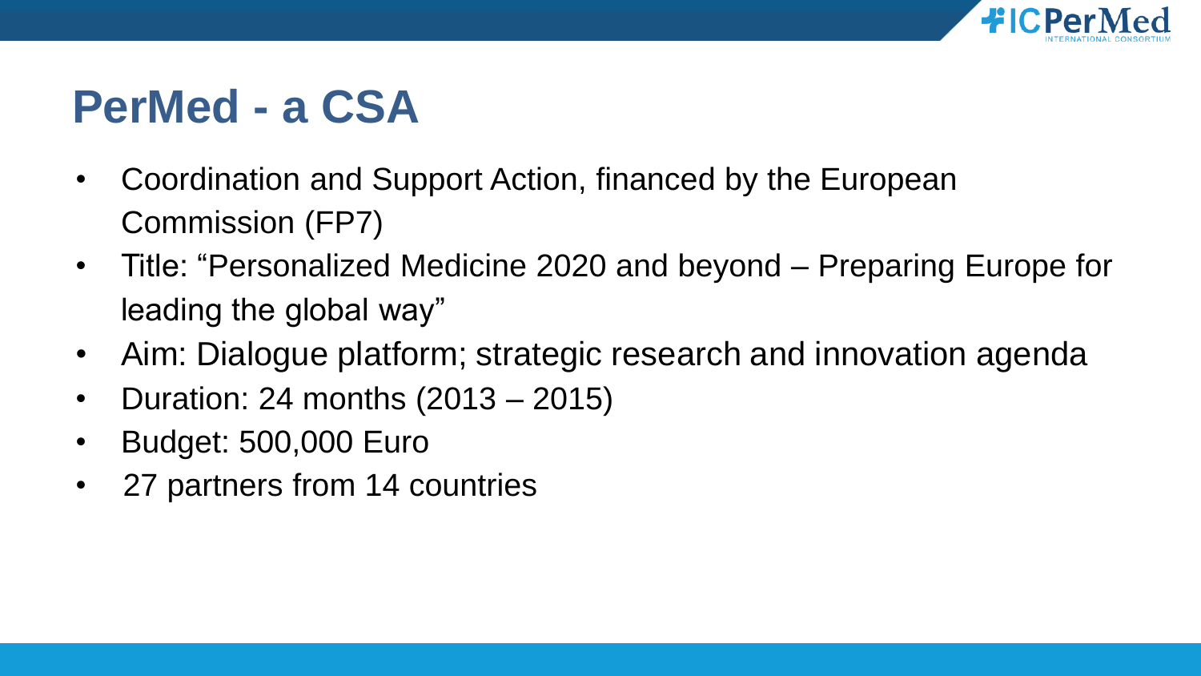# PerMed - a CSA

- Coordination and Support Action, financed by the European Commission (FP7)
- Title: “Personalized Medicine 2020 and beyond – Preparing Europe for leading the global way”
- Aim: Dialogue platform; strategic research and innovation agenda
- Duration: 24 months (2013 – 2015)
- Budget: 500,000 Euro
- 27 partners from 14 countries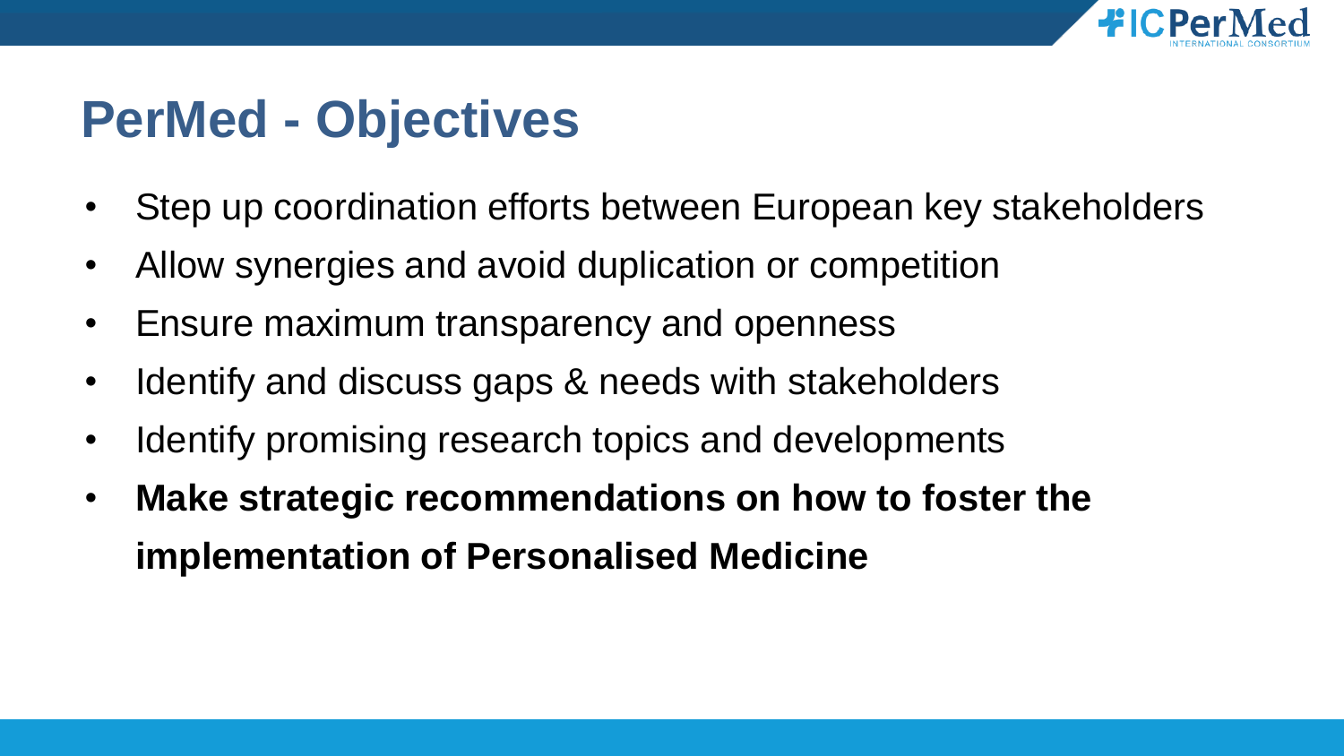# PerMed - Objectives

- Step up coordination efforts between European key stakeholders
- Allow synergies and avoid duplication or competition
- Ensure maximum transparency and openness
- Identify and discuss gaps & needs with stakeholders
- Identify promising research topics and developments
- **Make strategic recommendations on how to foster the implementation of Personalised Medicine**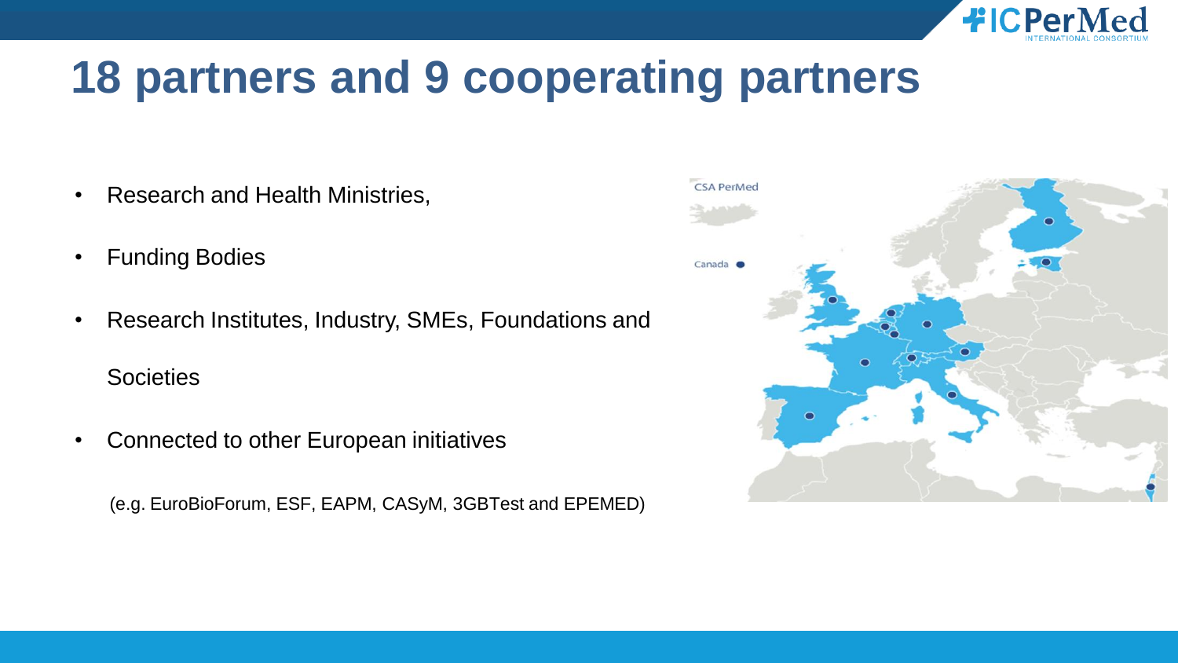# 18 partners and 9 cooperating partners

- Research and Health Ministries,
- Funding Bodies
- Research Institutes, Industry, SMEs, Foundations and Societies
- Connected to other European initiatives

(e.g. EuroBioForum, ESF, EAPM, CASyM, 3GBTest and EPEMED)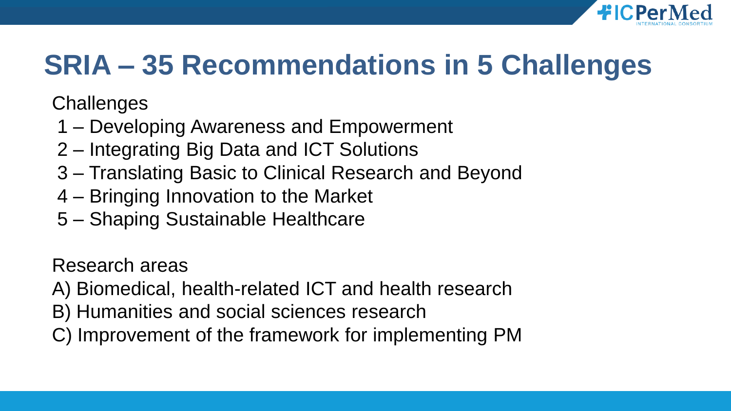# SRIA – 35 Recommendations in 5 Challenges

Challenges

1 – Developing Awareness and Empowerment
2 – Integrating Big Data and ICT Solutions
3 – Translating Basic to Clinical Research and Beyond
4 – Bringing Innovation to the Market
5 – Shaping Sustainable Healthcare

Research areas

A) Biomedical, health-related ICT and health research
B) Humanities and social sciences research
C) Improvement of the framework for implementing PM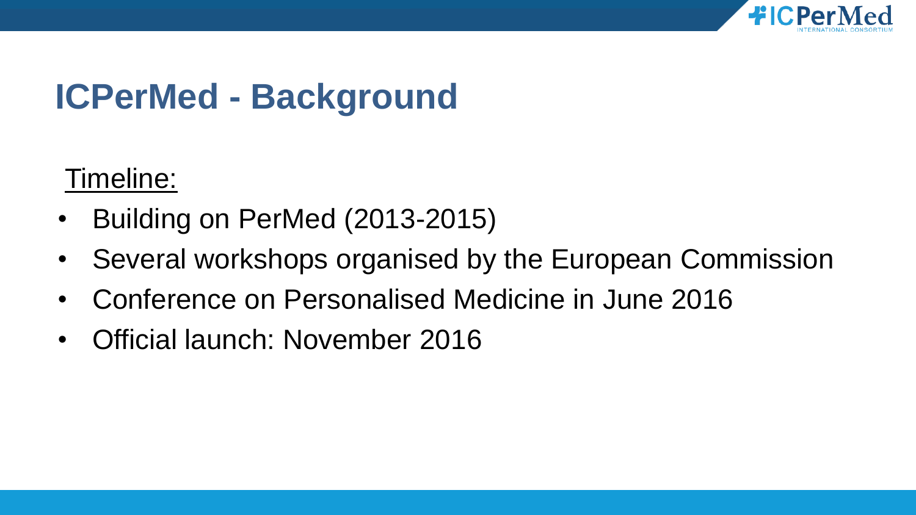# ICPerMed - Background

Timeline:

- Building on PerMed (2013-2015)
- Several workshops organised by the European Commission
- Conference on Personalised Medicine in June 2016
- Official launch: November 2016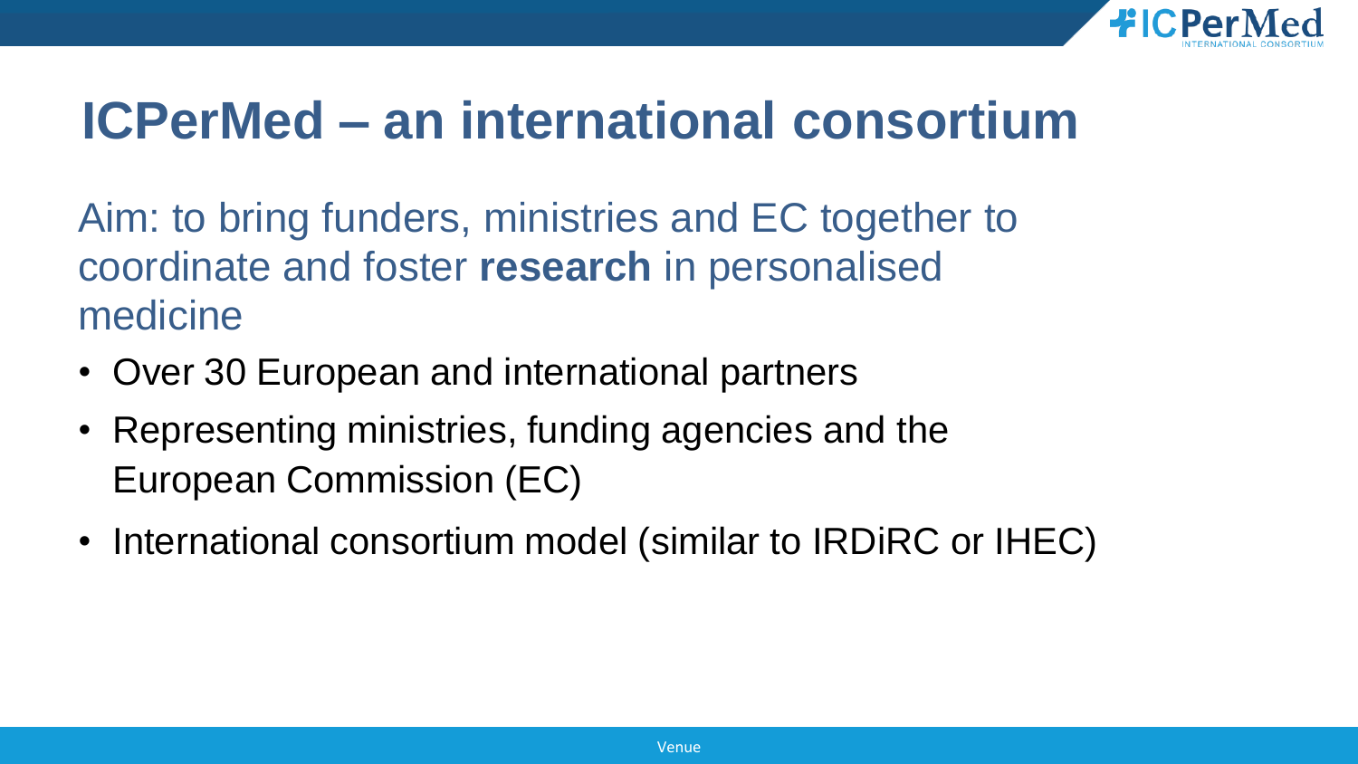# ICPerMed – an international consortium

Aim: to bring funders, ministries and EC together to coordinate and foster **research** in personalised medicine

- Over 30 European and international partners
- Representing ministries, funding agencies and the European Commission (EC)
- International consortium model (similar to IRDiRC or IHEC)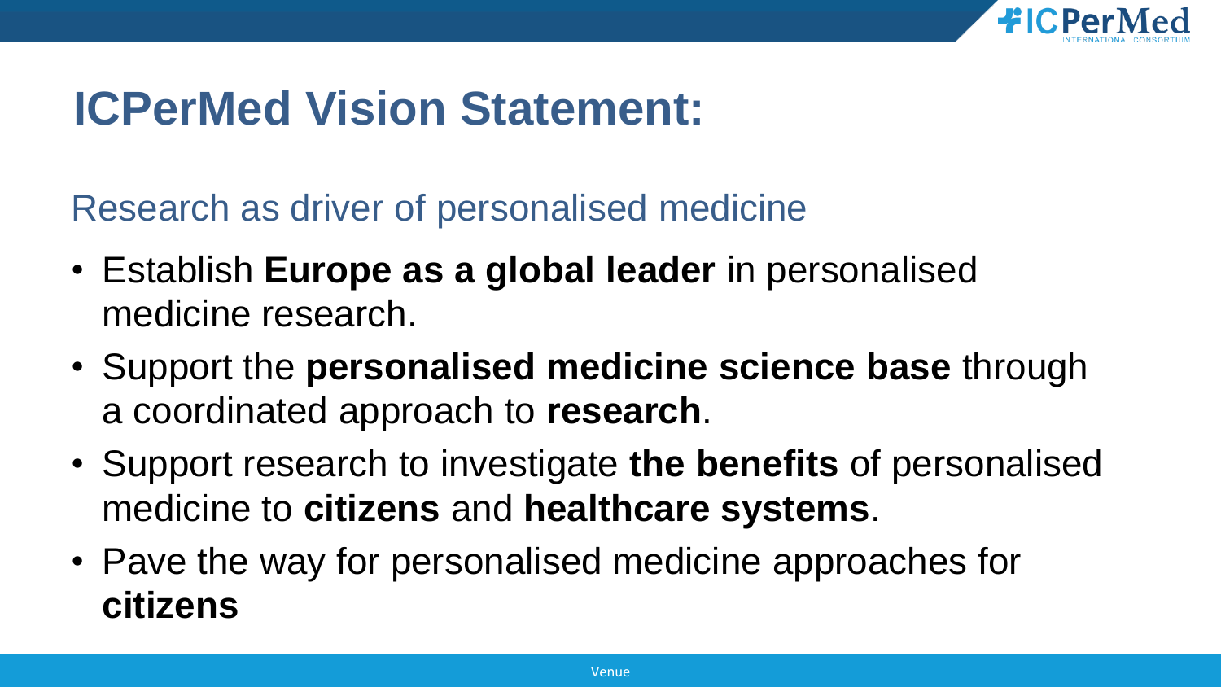# ICPerMed Vision Statement:

## Research as driver of personalised medicine

- Establish **Europe as a global leader** in personalised medicine research.
- Support the **personalised medicine science base** through a coordinated approach to **research**.
- Support research to investigate **the benefits** of personalised medicine to **citizens** and **healthcare systems**.
- Pave the way for personalised medicine approaches for **citizens**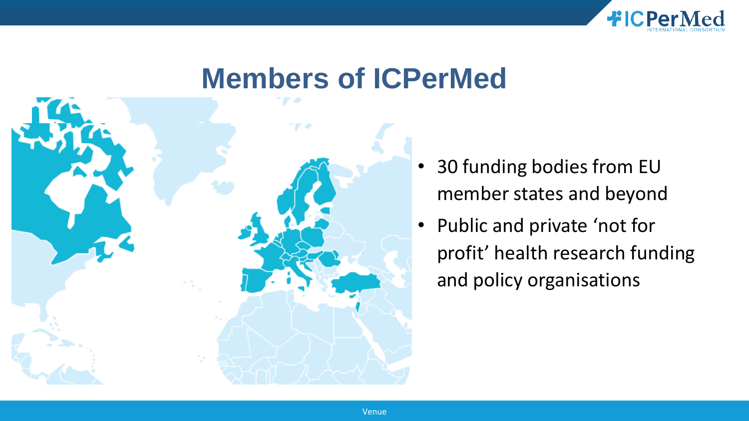# Members of ICPerMed

- 30 funding bodies from EU member states and beyond
- Public and private 'not for profit' health research funding and policy organisations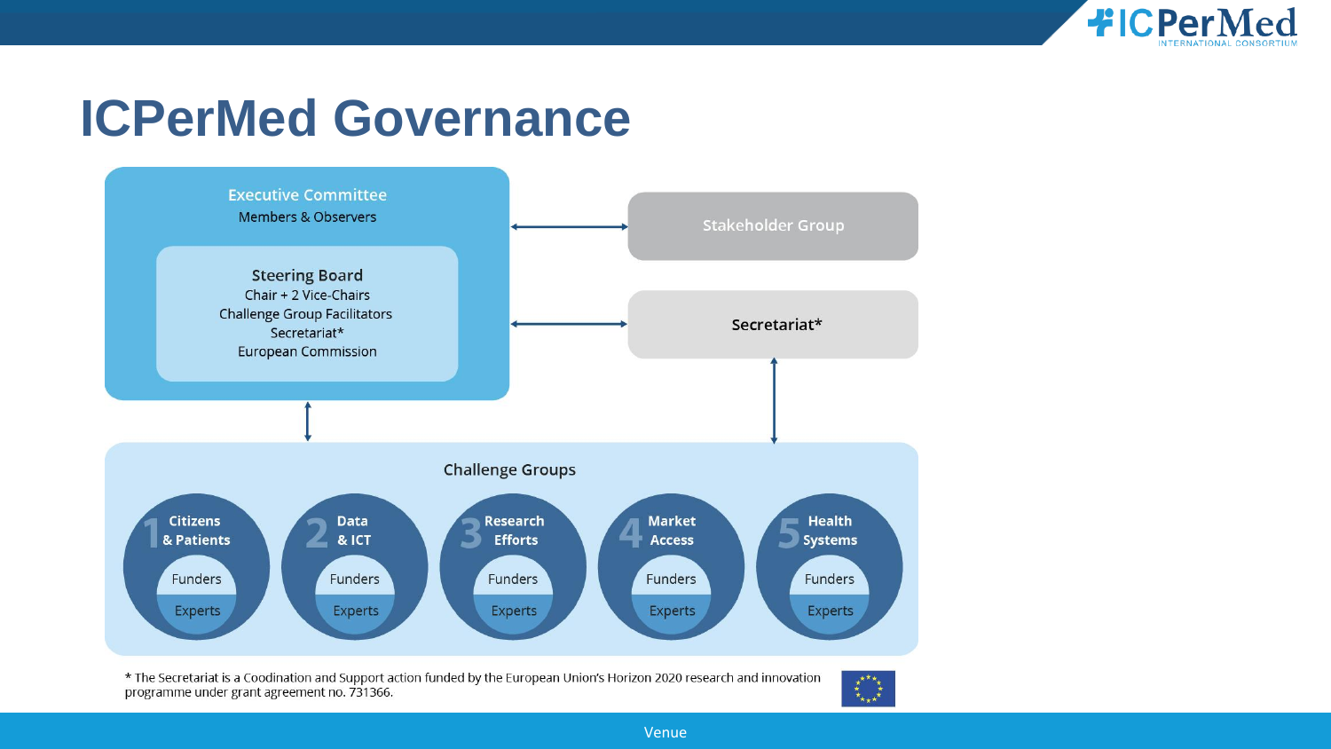# ICPerMed Governance

**Executive Committee**
Members & Observers

**Steering Board**
Chair + 2 Vice-Chairs
Challenge Group Facilitators
Secretariat*
European Commission

**Stakeholder Group**

**Secretariat***

**Challenge Groups**

1. Citizens & Patients — Funders, Experts
2. Data & ICT — Funders, Experts
3. Research Efforts — Funders, Experts
4. Market Access — Funders, Experts
5. Health Systems — Funders, Experts

* The Secretariat is a Coodination and Support action funded by the European Union's Horizon 2020 research and innovation programme under grant agreement no. 731366.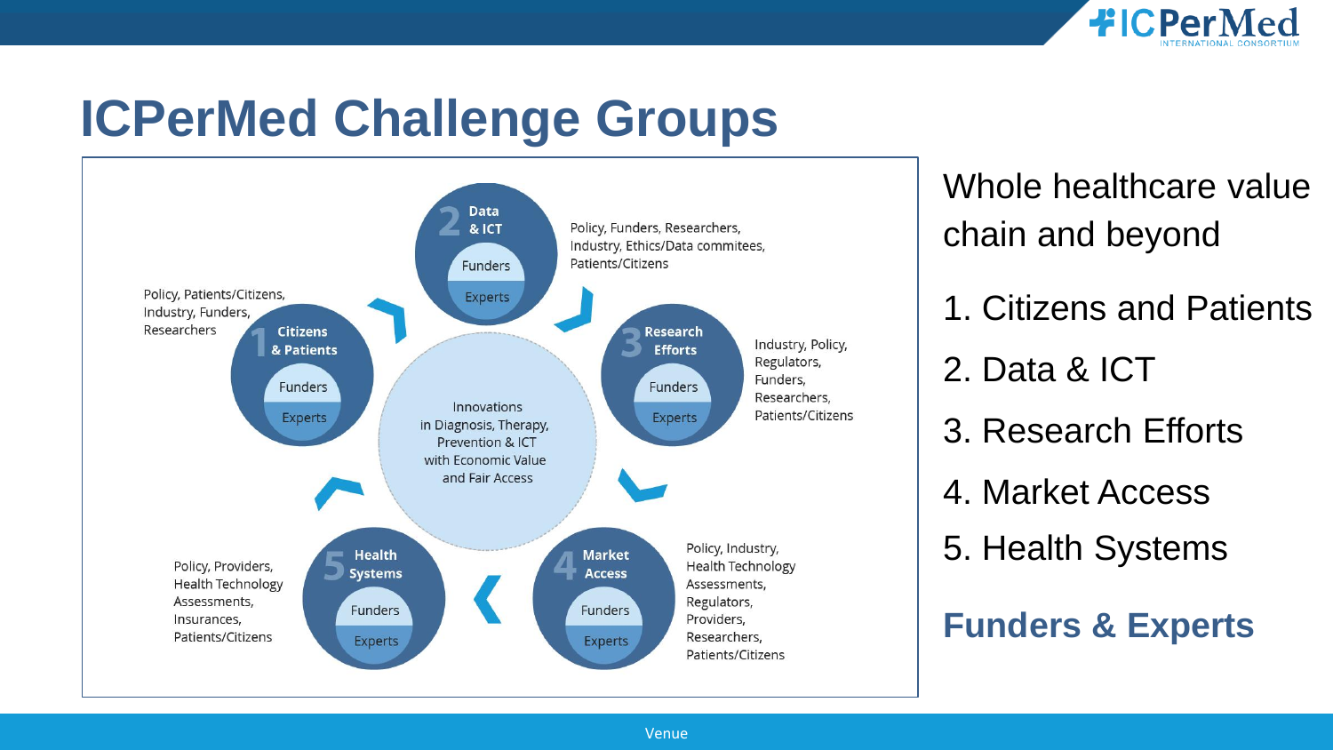# ICPerMed Challenge Groups

**2 Data & ICT** — Funders, Experts
Policy, Funders, Researchers, Industry, Ethics/Data commitees, Patients/Citizens

**1 Citizens & Patients** — Funders, Experts
Policy, Patients/Citizens, Industry, Funders, Researchers

**3 Research Efforts** — Funders, Experts
Industry, Policy, Regulators, Funders, Researchers, Patients/Citizens

Innovations in Diagnosis, Therapy, Prevention & ICT with Economic Value and Fair Access

**5 Health Systems** — Funders, Experts
Policy, Providers, Health Technology Assessments, Insurances, Patients/Citizens

**4 Market Access** — Funders, Experts
Policy, Industry, Health Technology Assessments, Regulators, Providers, Researchers, Patients/Citizens

Whole healthcare value chain and beyond

1. Citizens and Patients
2. Data & ICT
3. Research Efforts
4. Market Access
5. Health Systems

**Funders & Experts**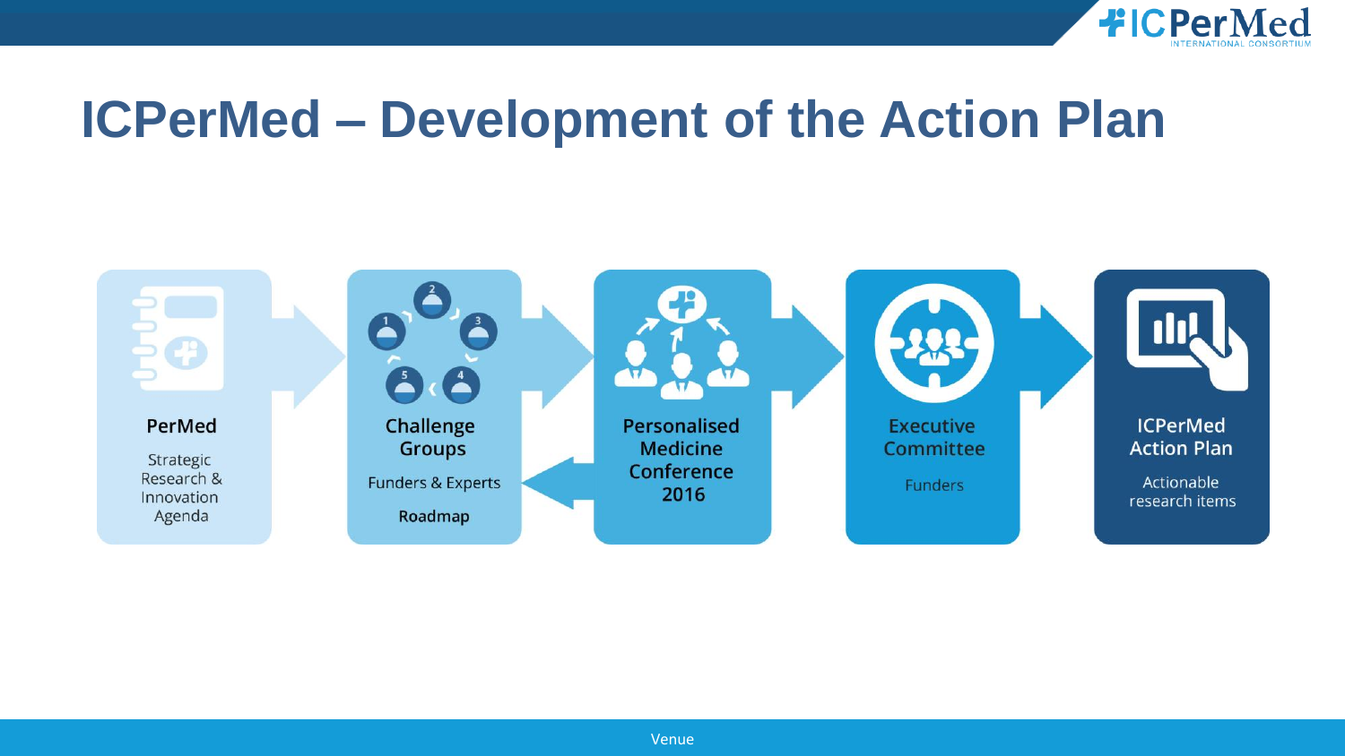# ICPerMed – Development of the Action Plan

**PerMed**
Strategic Research & Innovation Agenda

**Challenge Groups**
Funders & Experts
**Roadmap**

**Personalised Medicine Conference 2016**

**Executive Committee**
Funders

**ICPerMed Action Plan**
Actionable research items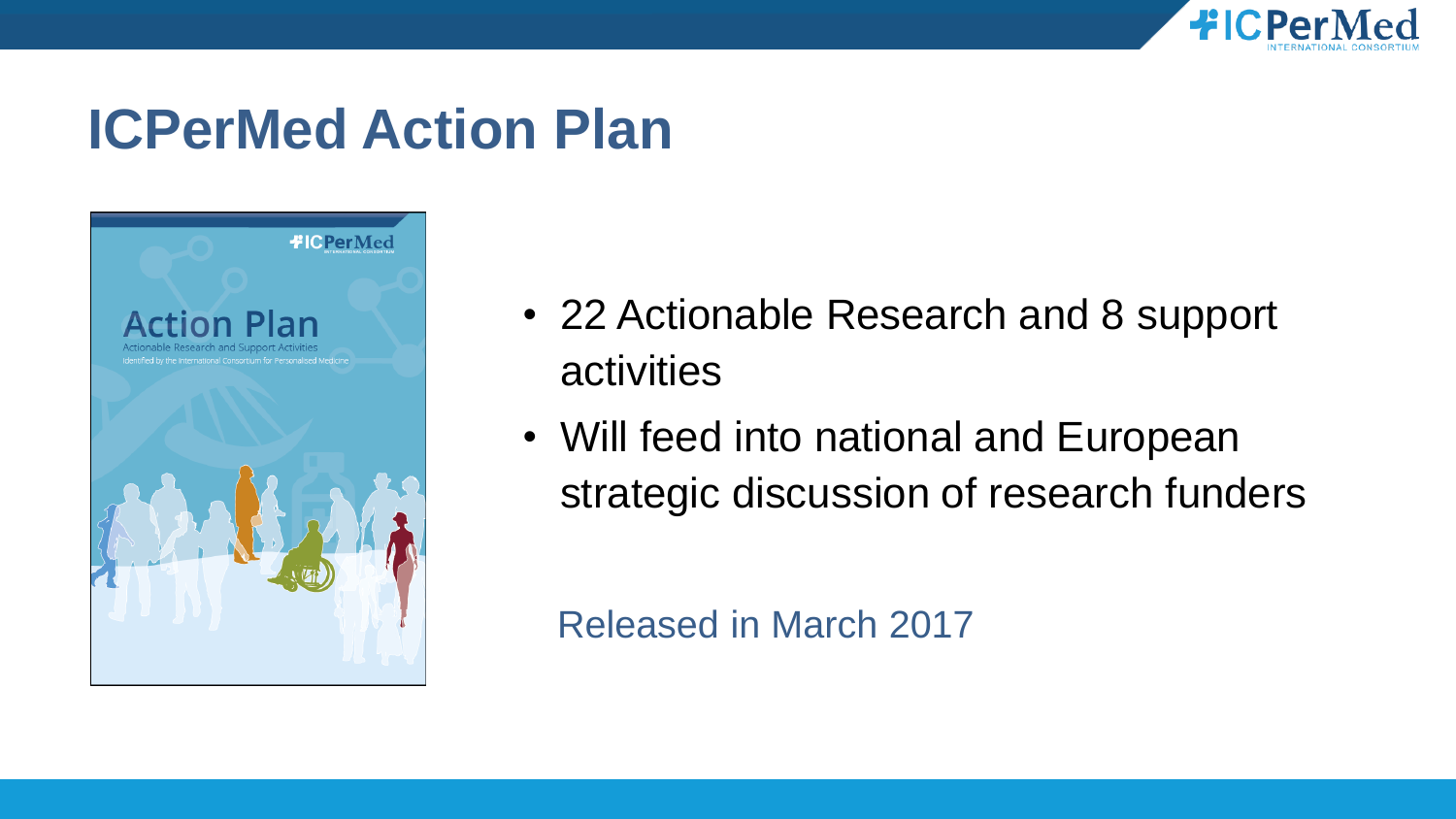# ICPerMed Action Plan

- 22 Actionable Research and 8 support activities
- Will feed into national and European strategic discussion of research funders

Released in March 2017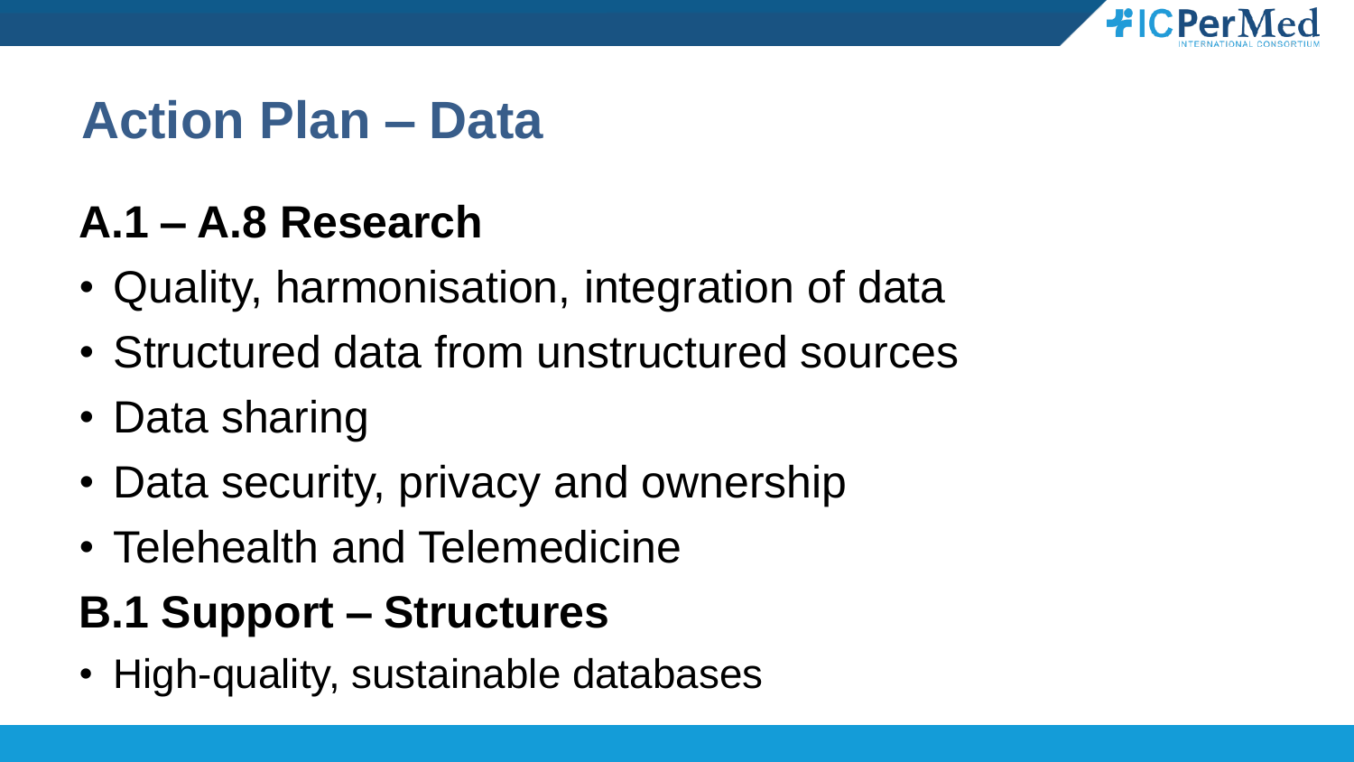# Action Plan – Data

## A.1 – A.8 Research

- Quality, harmonisation, integration of data
- Structured data from unstructured sources
- Data sharing
- Data security, privacy and ownership
- Telehealth and Telemedicine

## B.1 Support – Structures

- High-quality, sustainable databases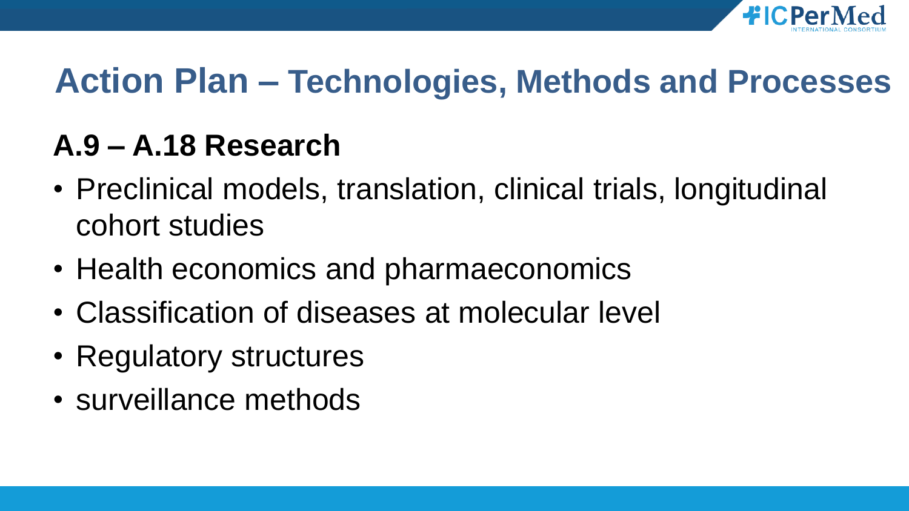# Action Plan – Technologies, Methods and Processes

## A.9 – A.18 Research

- Preclinical models, translation, clinical trials, longitudinal cohort studies
- Health economics and pharmaeconomics
- Classification of diseases at molecular level
- Regulatory structures
- surveillance methods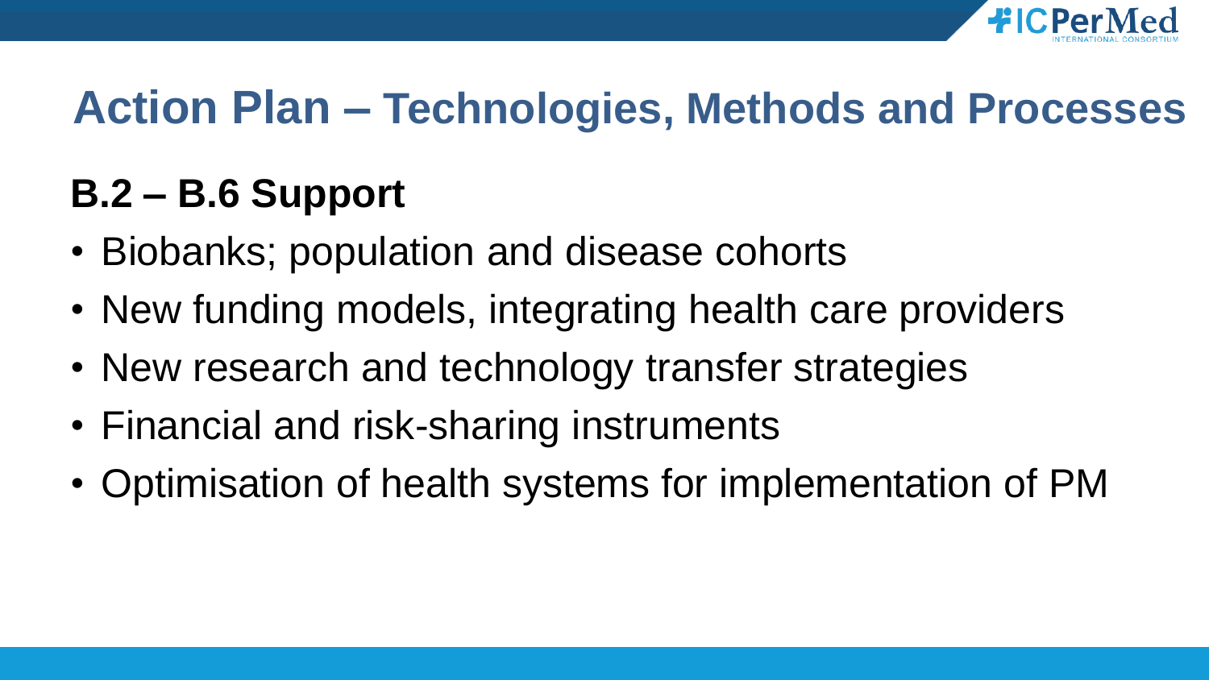# Action Plan – Technologies, Methods and Processes

## B.2 – B.6 Support

- Biobanks; population and disease cohorts
- New funding models, integrating health care providers
- New research and technology transfer strategies
- Financial and risk-sharing instruments
- Optimisation of health systems for implementation of PM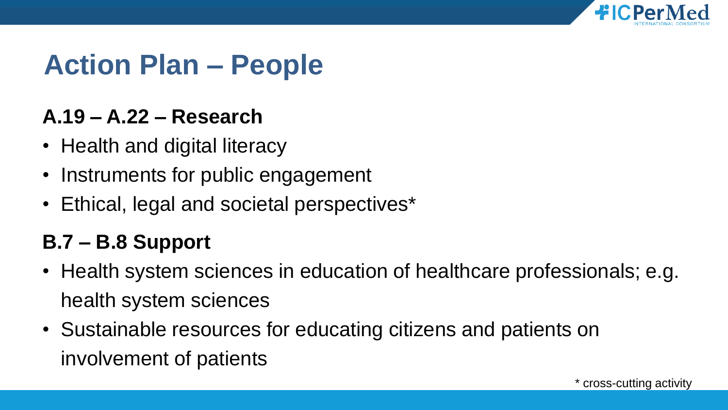# Action Plan – People

## A.19 – A.22 – Research

- Health and digital literacy
- Instruments for public engagement
- Ethical, legal and societal perspectives*

## B.7 – B.8 Support

- Health system sciences in education of healthcare professionals; e.g. health system sciences
- Sustainable resources for educating citizens and patients on involvement of patients

* cross-cutting activity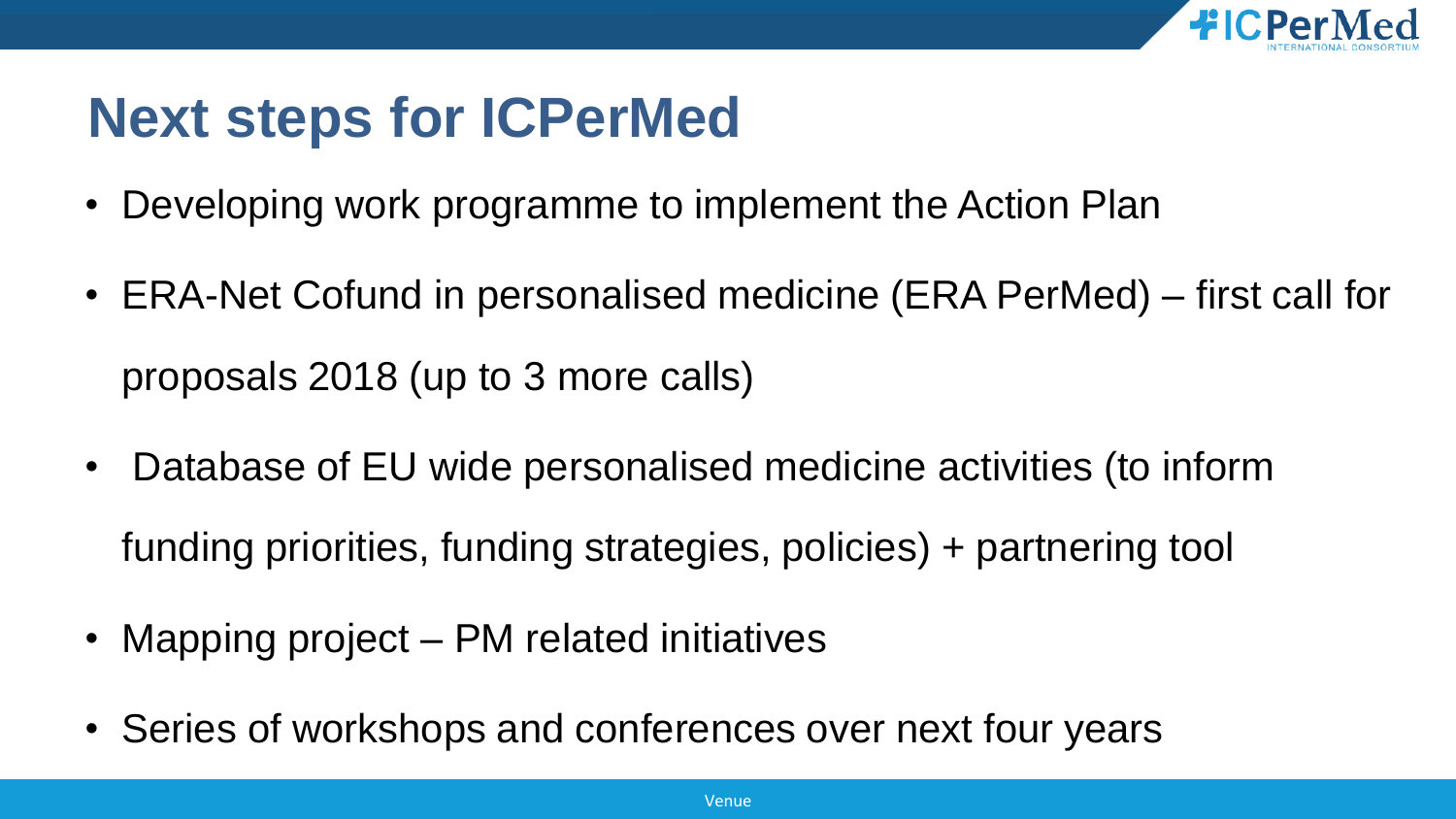# Next steps for ICPerMed

- Developing work programme to implement the Action Plan
- ERA-Net Cofund in personalised medicine (ERA PerMed) – first call for proposals 2018 (up to 3 more calls)
- Database of EU wide personalised medicine activities (to inform funding priorities, funding strategies, policies) + partnering tool
- Mapping project – PM related initiatives
- Series of workshops and conferences over next four years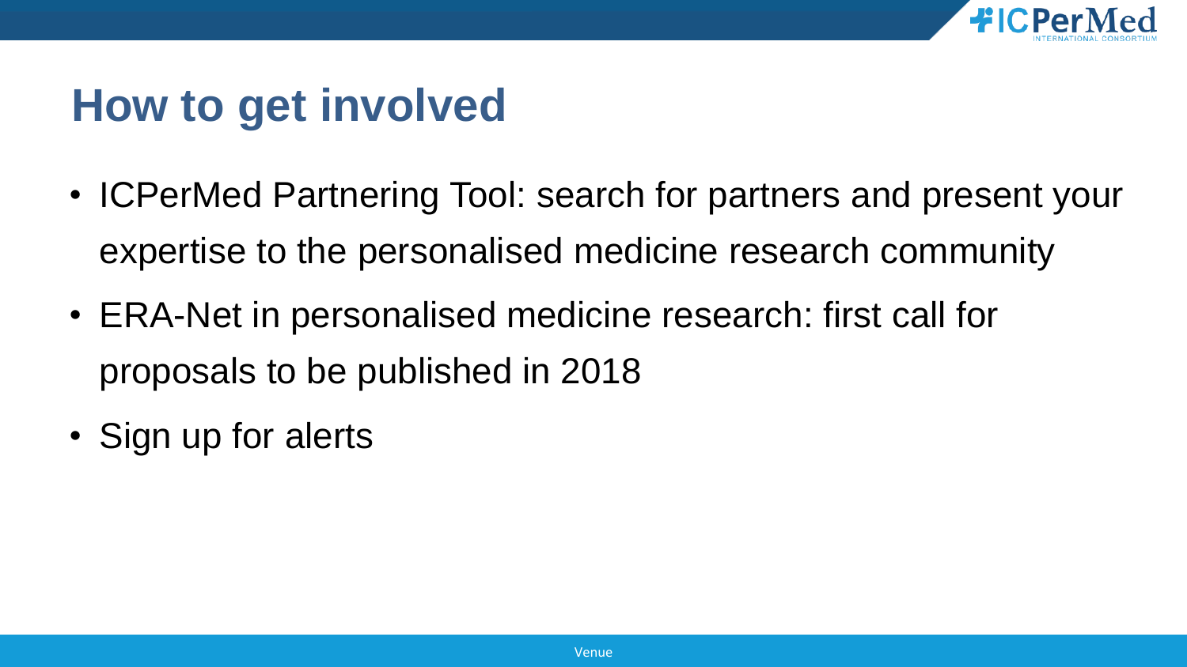# How to get involved

- ICPerMed Partnering Tool: search for partners and present your expertise to the personalised medicine research community
- ERA-Net in personalised medicine research: first call for proposals to be published in 2018
- Sign up for alerts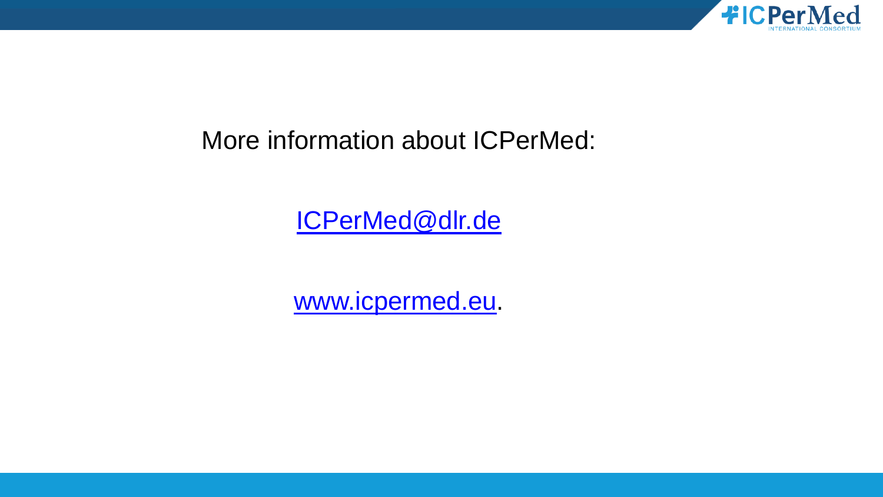More information about ICPerMed:

ICPerMed@dlr.de

www.icpermed.eu.